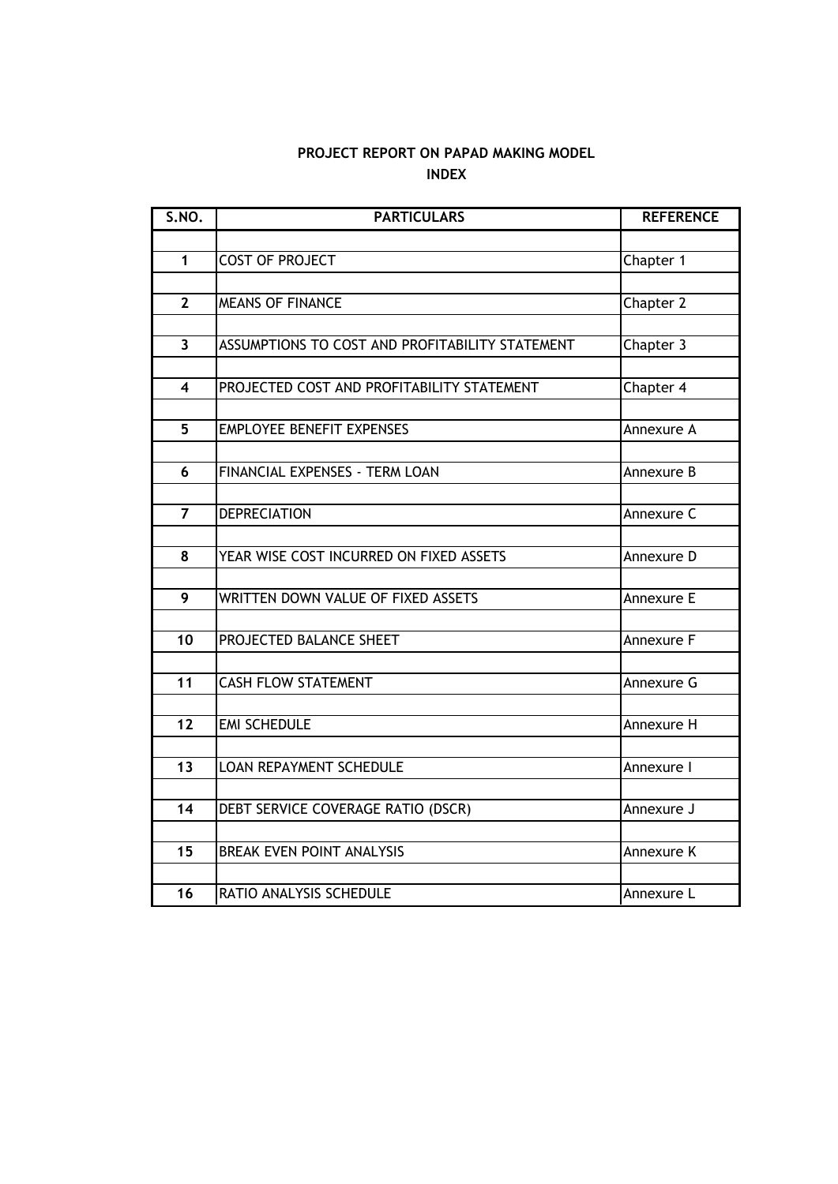**PROJECT REPORT ON PAPAD MAKING MODEL**

**INDEX**

| S.NO. | PARTICULARS | REFERENCE |
|---|---|---|
| 1 | COST OF PROJECT | Chapter 1 |
| 2 | MEANS OF FINANCE | Chapter 2 |
| 3 | ASSUMPTIONS TO COST AND PROFITABILITY STATEMENT | Chapter 3 |
| 4 | PROJECTED COST AND PROFITABILITY STATEMENT | Chapter 4 |
| 5 | EMPLOYEE BENEFIT EXPENSES | Annexure A |
| 6 | FINANCIAL EXPENSES - TERM LOAN | Annexure B |
| 7 | DEPRECIATION | Annexure C |
| 8 | YEAR WISE COST INCURRED ON FIXED ASSETS | Annexure D |
| 9 | WRITTEN DOWN VALUE OF FIXED ASSETS | Annexure E |
| 10 | PROJECTED BALANCE SHEET | Annexure F |
| 11 | CASH FLOW STATEMENT | Annexure G |
| 12 | EMI SCHEDULE | Annexure H |
| 13 | LOAN REPAYMENT SCHEDULE | Annexure I |
| 14 | DEBT SERVICE COVERAGE RATIO (DSCR) | Annexure J |
| 15 | BREAK EVEN POINT ANALYSIS | Annexure K |
| 16 | RATIO ANALYSIS SCHEDULE | Annexure L |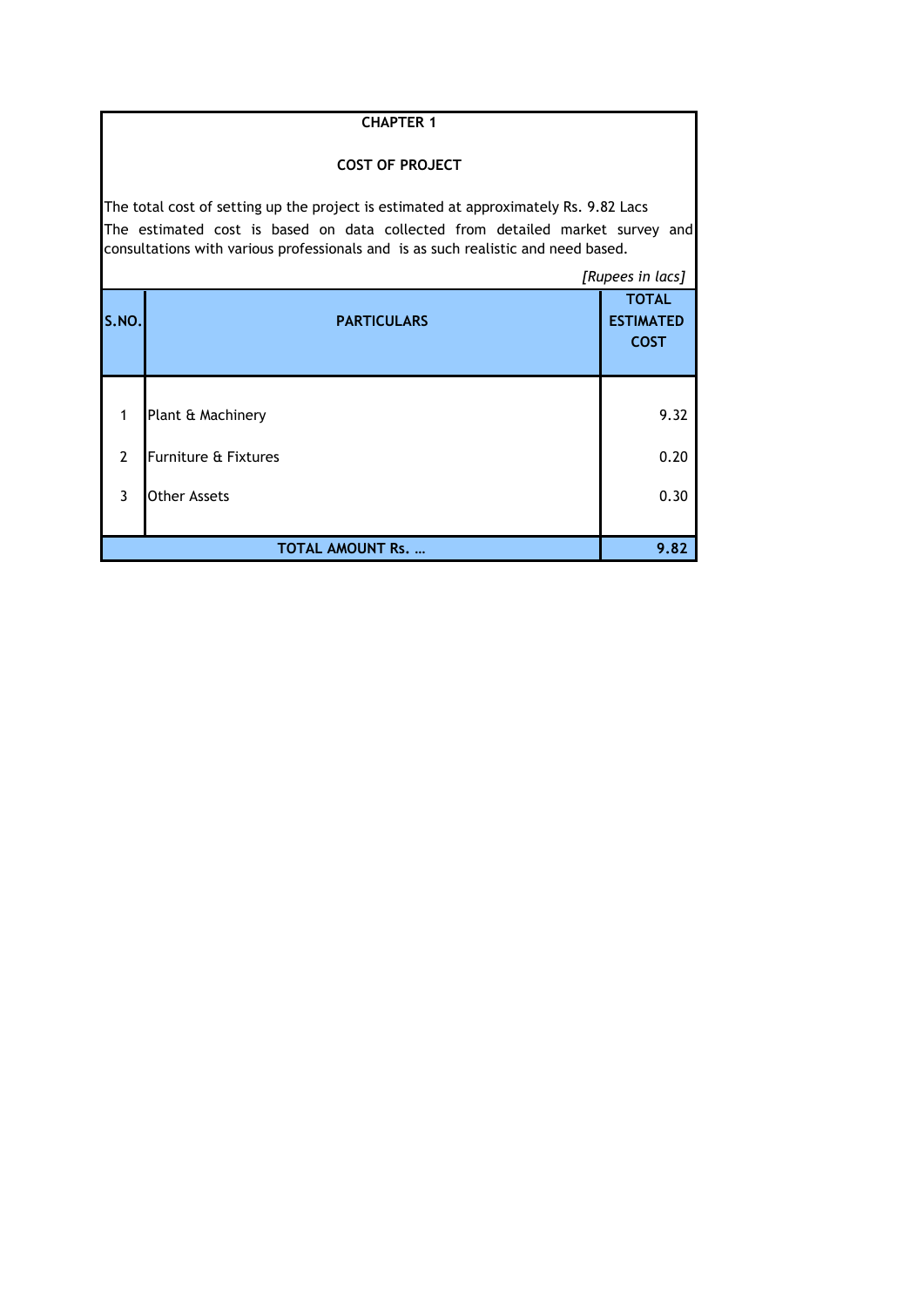# CHAPTER 1

## COST OF PROJECT

The total cost of setting up the project is estimated at approximately Rs. 9.82 Lacs
The estimated cost is based on data collected from detailed market survey and consultations with various professionals and is as such realistic and need based.

*[Rupees in lacs]*

| S.NO. | PARTICULARS | TOTAL ESTIMATED COST |
|---|---|---|
| 1 | Plant & Machinery | 9.32 |
| 2 | Furniture & Fixtures | 0.20 |
| 3 | Other Assets | 0.30 |
| **TOTAL AMOUNT Rs. …** | | **9.82** |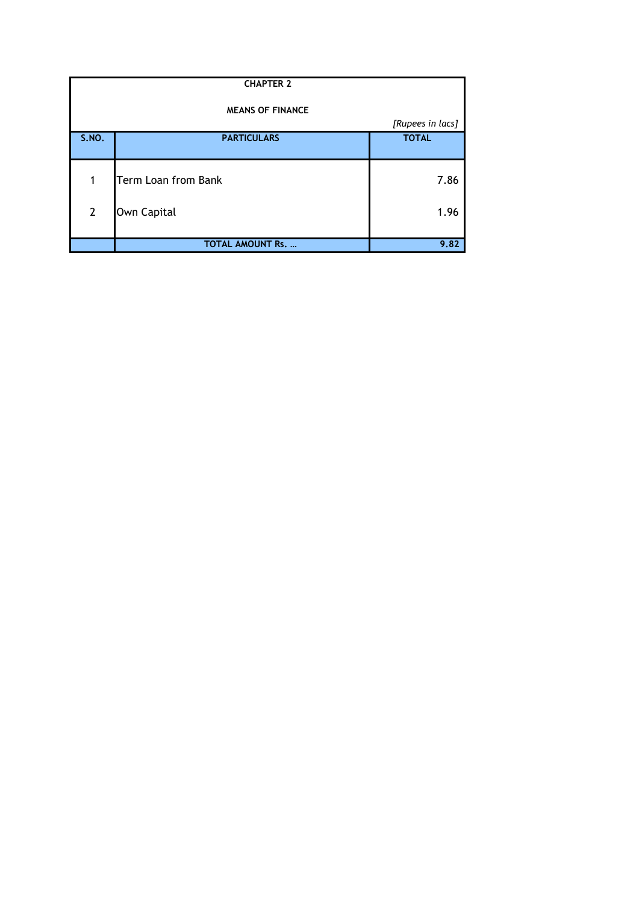**CHAPTER 2**

**MEANS OF FINANCE**

*[Rupees in lacs]*

| S.NO. | PARTICULARS | TOTAL |
|---|---|---|
| 1 | Term Loan from Bank | 7.86 |
| 2 | Own Capital | 1.96 |
| | **TOTAL AMOUNT Rs. …** | **9.82** |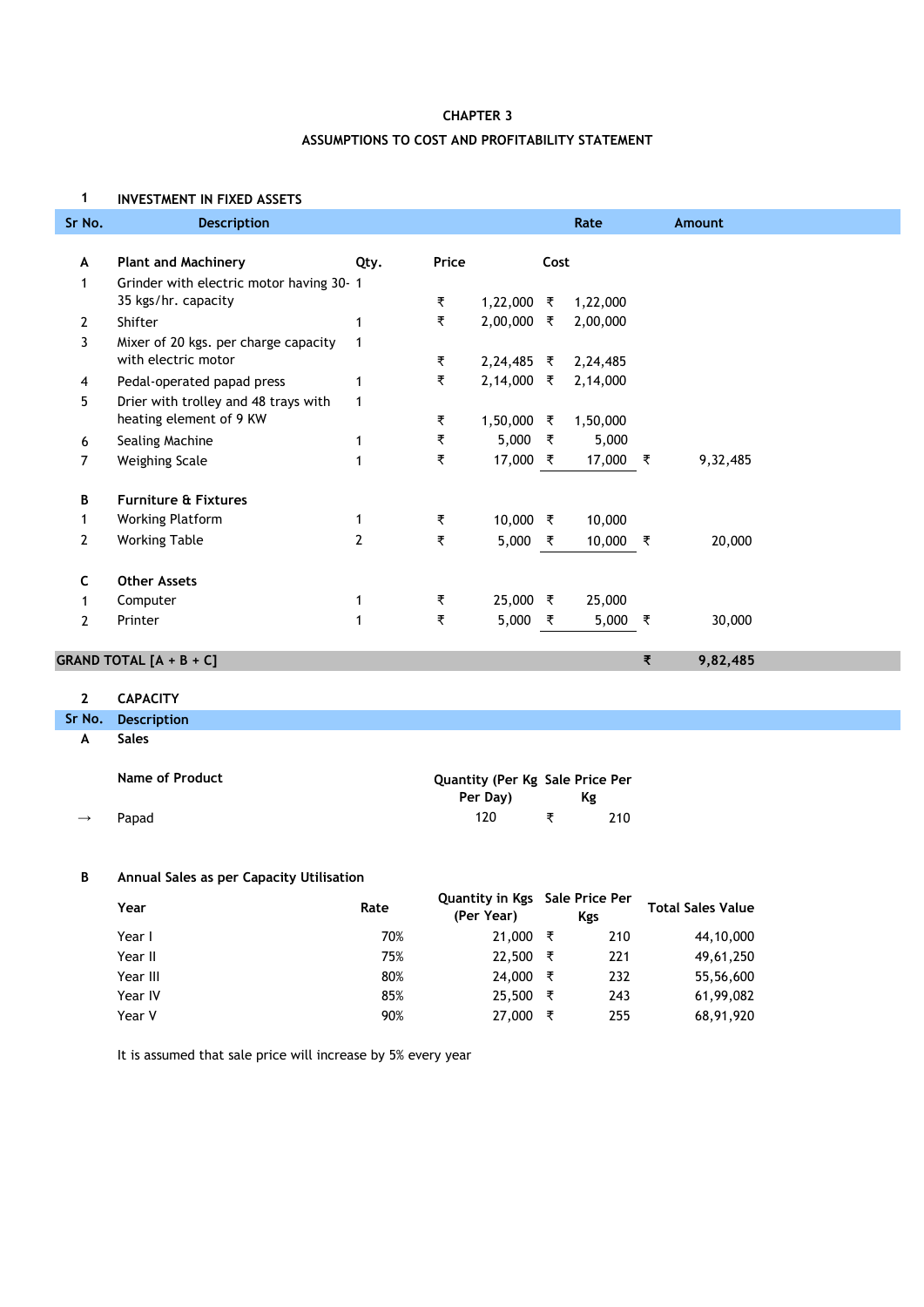# CHAPTER 3

## ASSUMPTIONS TO COST AND PROFITABILITY STATEMENT

### 1 INVESTMENT IN FIXED ASSETS

| Sr No. | Description | Qty. | Price | Cost | Amount |
|---|---|---|---|---|---|
| | | | | **Rate** | |
| **A** | **Plant and Machinery** | **Qty.** | **Price** | **Cost** | |
| 1 | Grinder with electric motor having 30-35 kgs/hr. capacity | 1 | ₹ 1,22,000 | ₹ 1,22,000 | |
| 2 | Shifter | 1 | ₹ 2,00,000 | ₹ 2,00,000 | |
| 3 | Mixer of 20 kgs. per charge capacity with electric motor | 1 | ₹ 2,24,485 | ₹ 2,24,485 | |
| 4 | Pedal-operated papad press | 1 | ₹ 2,14,000 | ₹ 2,14,000 | |
| 5 | Drier with trolley and 48 trays with heating element of 9 KW | 1 | ₹ 1,50,000 | ₹ 1,50,000 | |
| 6 | Sealing Machine | 1 | ₹ 5,000 | ₹ 5,000 | |
| 7 | Weighing Scale | 1 | ₹ 17,000 | ₹ 17,000 | ₹ 9,32,485 |
| **B** | **Furniture & Fixtures** | | | | |
| 1 | Working Platform | 1 | ₹ 10,000 | ₹ 10,000 | |
| 2 | Working Table | 2 | ₹ 5,000 | ₹ 10,000 | ₹ 20,000 |
| **C** | **Other Assets** | | | | |
| 1 | Computer | 1 | ₹ 25,000 | ₹ 25,000 | |
| 2 | Printer | 1 | ₹ 5,000 | ₹ 5,000 | ₹ 30,000 |
| **GRAND TOTAL [A + B + C]** | | | | | **₹ 9,82,485** |

### 2 CAPACITY

| Sr No. | Description | | |
|---|---|---|---|
| **A** | **Sales** | | |
| | **Name of Product** | **Quantity (Per Kg Per Day)** | **Sale Price Per Kg** |
| → | Papad | 120 | ₹ 210 |

**B Annual Sales as per Capacity Utilisation**

| Year | Rate | Quantity in Kgs (Per Year) | Sale Price Per Kgs | Total Sales Value |
|---|---|---|---|---|
| Year I | 70% | 21,000 | ₹ 210 | 44,10,000 |
| Year II | 75% | 22,500 | ₹ 221 | 49,61,250 |
| Year III | 80% | 24,000 | ₹ 232 | 55,56,600 |
| Year IV | 85% | 25,500 | ₹ 243 | 61,99,082 |
| Year V | 90% | 27,000 | ₹ 255 | 68,91,920 |

It is assumed that sale price will increase by 5% every year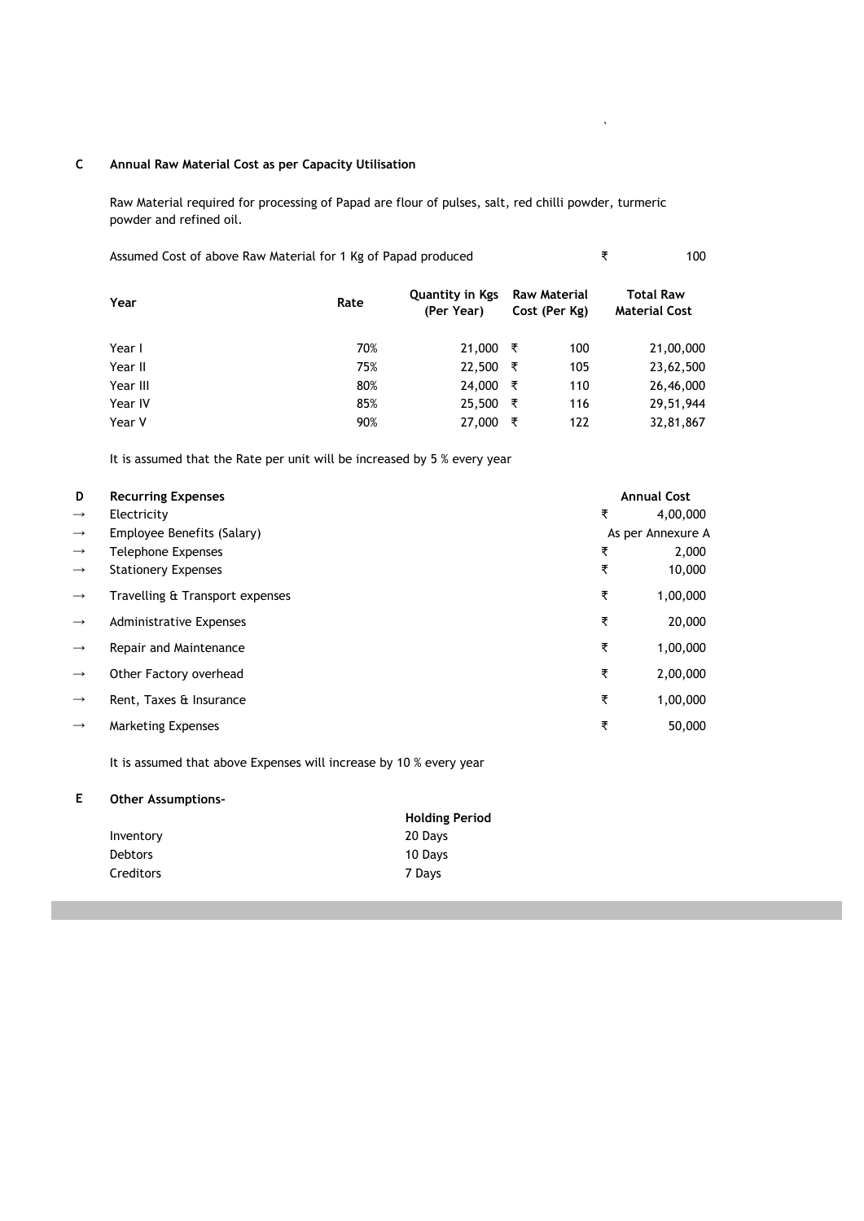**C Annual Raw Material Cost as per Capacity Utilisation**

Raw Material required for processing of Papad are flour of pulses, salt, red chilli powder, turmeric powder and refined oil.

Assumed Cost of above Raw Material for 1 Kg of Papad produced ₹ 100

| Year | Rate | Quantity in Kgs (Per Year) | Raw Material Cost (Per Kg) | Total Raw Material Cost |
|---|---|---|---|---|
| Year I | 70% | 21,000 | ₹ 100 | 21,00,000 |
| Year II | 75% | 22,500 | ₹ 105 | 23,62,500 |
| Year III | 80% | 24,000 | ₹ 110 | 26,46,000 |
| Year IV | 85% | 25,500 | ₹ 116 | 29,51,944 |
| Year V | 90% | 27,000 | ₹ 122 | 32,81,867 |

It is assumed that the Rate per unit will be increased by 5 % every year

**D Recurring Expenses**

| | Expense | Annual Cost |
|---|---|---|
| → | Electricity | ₹ 4,00,000 |
| → | Employee Benefits (Salary) | As per Annexure A |
| → | Telephone Expenses | ₹ 2,000 |
| → | Stationery Expenses | ₹ 10,000 |
| → | Travelling & Transport expenses | ₹ 1,00,000 |
| → | Administrative Expenses | ₹ 20,000 |
| → | Repair and Maintenance | ₹ 1,00,000 |
| → | Other Factory overhead | ₹ 2,00,000 |
| → | Rent, Taxes & Insurance | ₹ 1,00,000 |
| → | Marketing Expenses | ₹ 50,000 |

It is assumed that above Expenses will increase by 10 % every year

**E Other Assumptions-**

| | Holding Period |
|---|---|
| Inventory | 20 Days |
| Debtors | 10 Days |
| Creditors | 7 Days |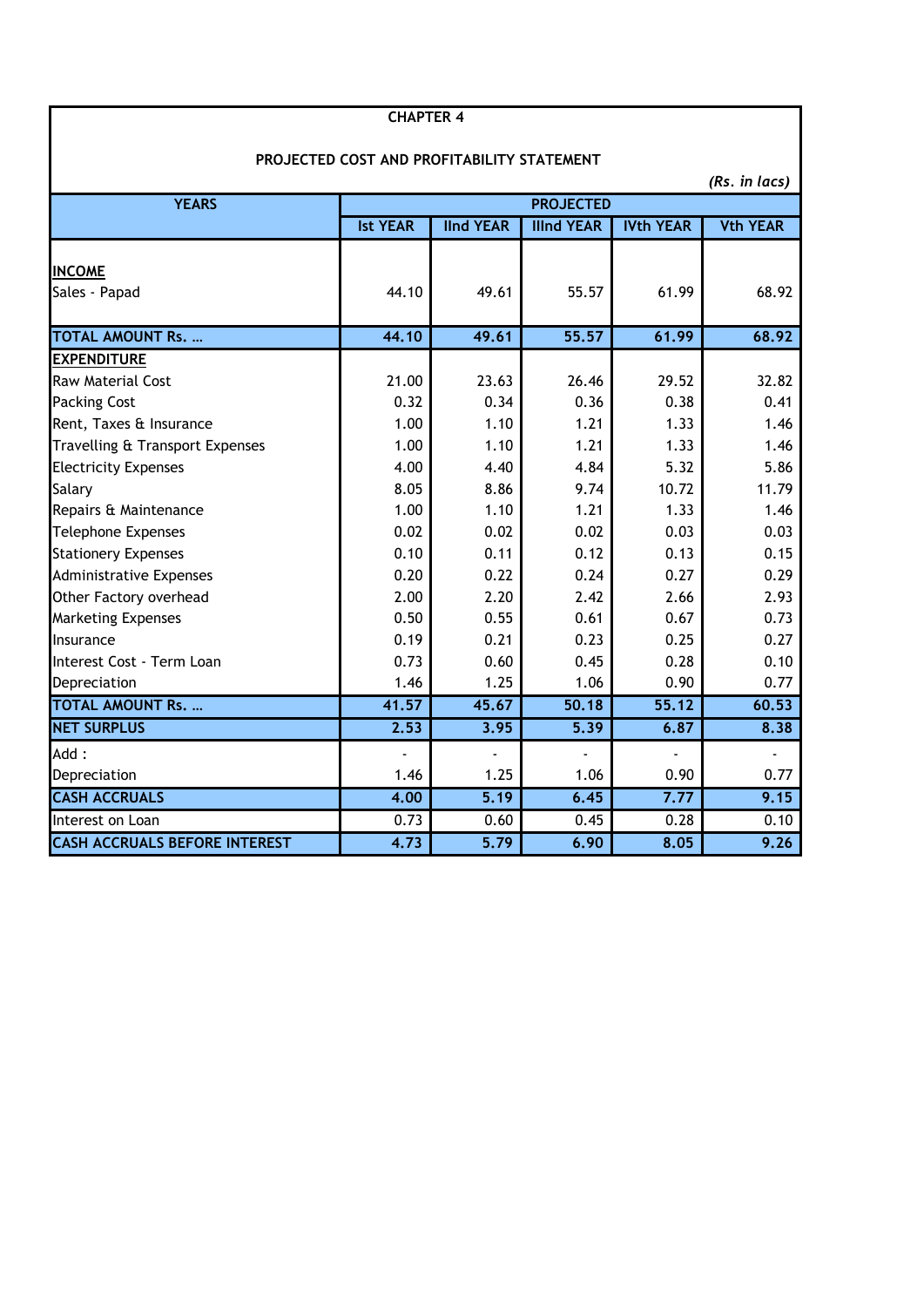# CHAPTER 4

## PROJECTED COST AND PROFITABILITY STATEMENT

*(Rs. in lacs)*

| YEARS | PROJECTED | | | | |
|---|---|---|---|---|---|
| | Ist YEAR | IInd YEAR | IIInd YEAR | IVth YEAR | Vth YEAR |
| **INCOME** | | | | | |
| Sales - Papad | 44.10 | 49.61 | 55.57 | 61.99 | 68.92 |
| **TOTAL AMOUNT Rs. …** | **44.10** | **49.61** | **55.57** | **61.99** | **68.92** |
| **EXPENDITURE** | | | | | |
| Raw Material Cost | 21.00 | 23.63 | 26.46 | 29.52 | 32.82 |
| Packing Cost | 0.32 | 0.34 | 0.36 | 0.38 | 0.41 |
| Rent, Taxes & Insurance | 1.00 | 1.10 | 1.21 | 1.33 | 1.46 |
| Travelling & Transport Expenses | 1.00 | 1.10 | 1.21 | 1.33 | 1.46 |
| Electricity Expenses | 4.00 | 4.40 | 4.84 | 5.32 | 5.86 |
| Salary | 8.05 | 8.86 | 9.74 | 10.72 | 11.79 |
| Repairs & Maintenance | 1.00 | 1.10 | 1.21 | 1.33 | 1.46 |
| Telephone Expenses | 0.02 | 0.02 | 0.02 | 0.03 | 0.03 |
| Stationery Expenses | 0.10 | 0.11 | 0.12 | 0.13 | 0.15 |
| Administrative Expenses | 0.20 | 0.22 | 0.24 | 0.27 | 0.29 |
| Other Factory overhead | 2.00 | 2.20 | 2.42 | 2.66 | 2.93 |
| Marketing Expenses | 0.50 | 0.55 | 0.61 | 0.67 | 0.73 |
| Insurance | 0.19 | 0.21 | 0.23 | 0.25 | 0.27 |
| Interest Cost - Term Loan | 0.73 | 0.60 | 0.45 | 0.28 | 0.10 |
| Depreciation | 1.46 | 1.25 | 1.06 | 0.90 | 0.77 |
| **TOTAL AMOUNT Rs. …** | **41.57** | **45.67** | **50.18** | **55.12** | **60.53** |
| **NET SURPLUS** | **2.53** | **3.95** | **5.39** | **6.87** | **8.38** |
| Add : | - | - | - | - | - |
| Depreciation | 1.46 | 1.25 | 1.06 | 0.90 | 0.77 |
| **CASH ACCRUALS** | **4.00** | **5.19** | **6.45** | **7.77** | **9.15** |
| Interest on Loan | 0.73 | 0.60 | 0.45 | 0.28 | 0.10 |
| **CASH ACCRUALS BEFORE INTEREST** | **4.73** | **5.79** | **6.90** | **8.05** | **9.26** |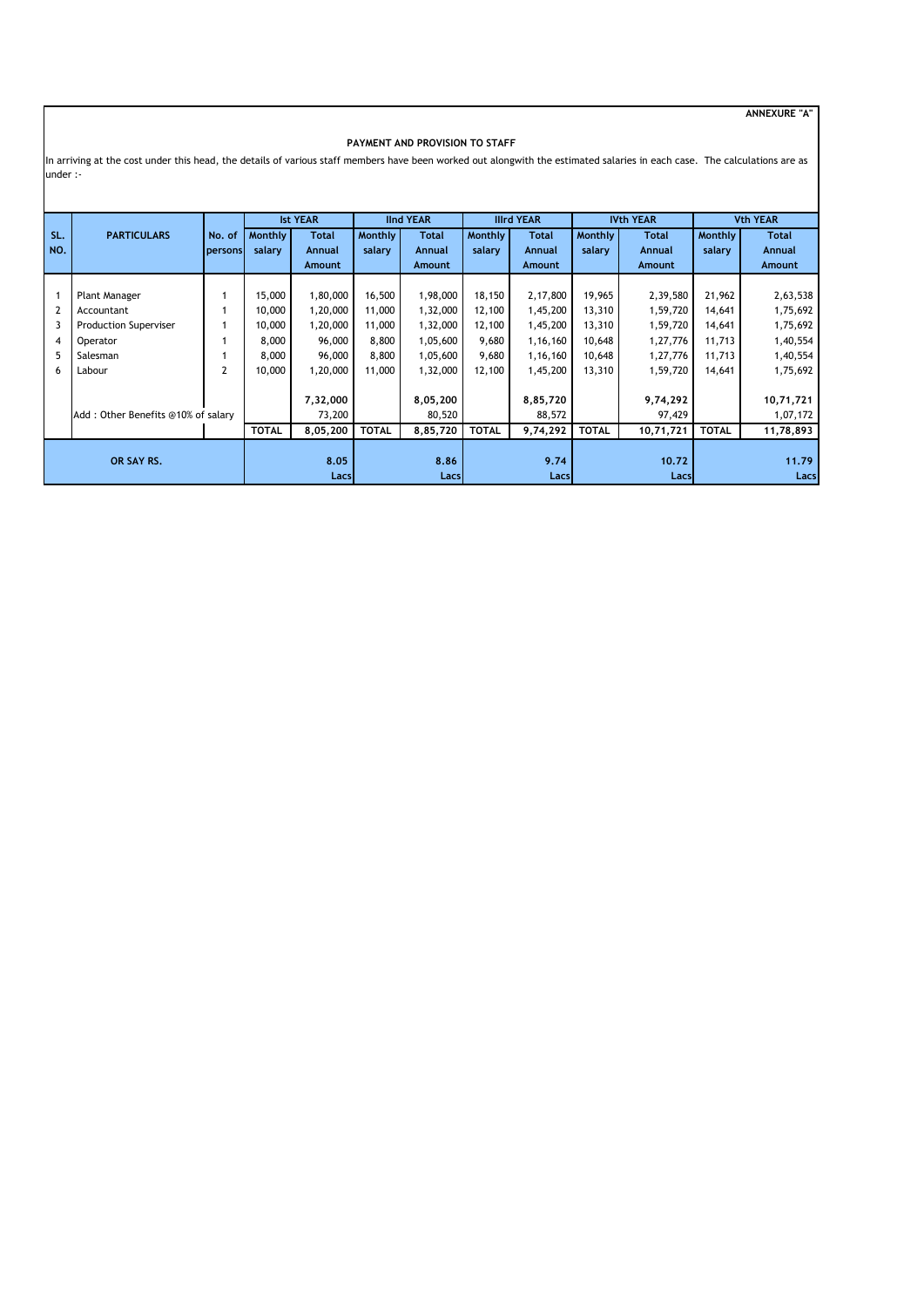**ANNEXURE "A"**

**PAYMENT AND PROVISION TO STAFF**

In arriving at the cost under this head, the details of various staff members have been worked out alongwith the estimated salaries in each case. The calculations are as under :-

| SL. NO. | PARTICULARS | No. of persons | Ist YEAR | | IInd YEAR | | IIIrd YEAR | | IVth YEAR | | Vth YEAR | |
|---|---|---|---|---|---|---|---|---|---|---|---|---|
| | | | Monthly salary | Total Annual Amount | Monthly salary | Total Annual Amount | Monthly salary | Total Annual Amount | Monthly salary | Total Annual Amount | Monthly salary | Total Annual Amount |
| 1 | Plant Manager | 1 | 15,000 | 1,80,000 | 16,500 | 1,98,000 | 18,150 | 2,17,800 | 19,965 | 2,39,580 | 21,962 | 2,63,538 |
| 2 | Accountant | 1 | 10,000 | 1,20,000 | 11,000 | 1,32,000 | 12,100 | 1,45,200 | 13,310 | 1,59,720 | 14,641 | 1,75,692 |
| 3 | Production Superviser | 1 | 10,000 | 1,20,000 | 11,000 | 1,32,000 | 12,100 | 1,45,200 | 13,310 | 1,59,720 | 14,641 | 1,75,692 |
| 4 | Operator | 1 | 8,000 | 96,000 | 8,800 | 1,05,600 | 9,680 | 1,16,160 | 10,648 | 1,27,776 | 11,713 | 1,40,554 |
| 5 | Salesman | 1 | 8,000 | 96,000 | 8,800 | 1,05,600 | 9,680 | 1,16,160 | 10,648 | 1,27,776 | 11,713 | 1,40,554 |
| 6 | Labour | 2 | 10,000 | 1,20,000 | 11,000 | 1,32,000 | 12,100 | 1,45,200 | 13,310 | 1,59,720 | 14,641 | 1,75,692 |
| | | | | 7,32,000 | | 8,05,200 | | 8,85,720 | | 9,74,292 | | 10,71,721 |
| | Add : Other Benefits @10% of salary | | | 73,200 | | 80,520 | | 88,572 | | 97,429 | | 1,07,172 |
| | | | TOTAL | 8,05,200 | TOTAL | 8,85,720 | TOTAL | 9,74,292 | TOTAL | 10,71,721 | TOTAL | 11,78,893 |
| | OR SAY RS. | | | 8.05 Lacs | | 8.86 Lacs | | 9.74 Lacs | | 10.72 Lacs | | 11.79 Lacs |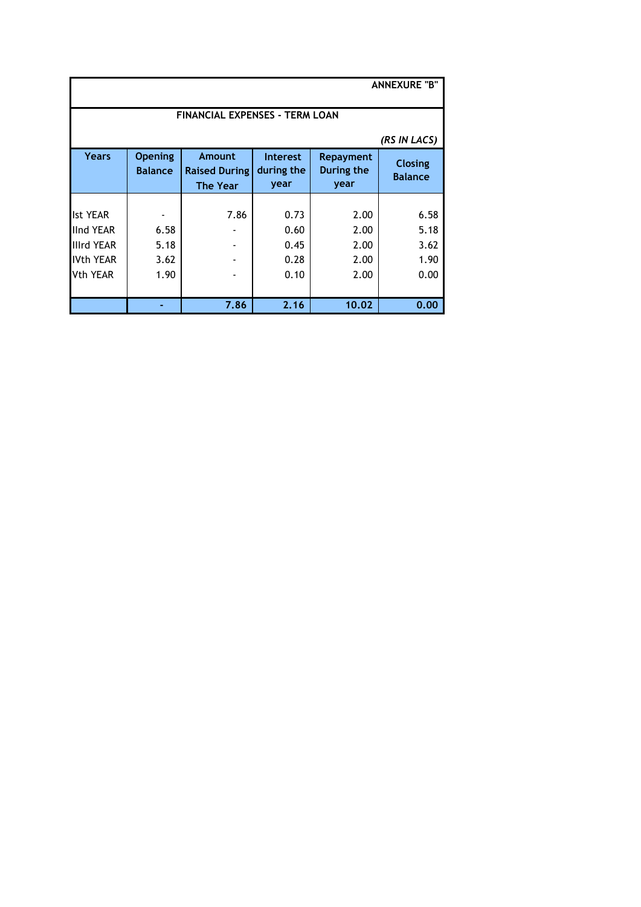**ANNEXURE "B"**

**FINANCIAL EXPENSES - TERM LOAN**

*(RS IN LACS)*

| Years | Opening Balance | Amount Raised During The Year | Interest during the year | Repayment During the year | Closing Balance |
|---|---|---|---|---|---|
| Ist YEAR | - | 7.86 | 0.73 | 2.00 | 6.58 |
| IInd YEAR | 6.58 | - | 0.60 | 2.00 | 5.18 |
| IIIrd YEAR | 5.18 | - | 0.45 | 2.00 | 3.62 |
| IVth YEAR | 3.62 | - | 0.28 | 2.00 | 1.90 |
| Vth YEAR | 1.90 | - | 0.10 | 2.00 | 0.00 |
| | **-** | **7.86** | **2.16** | **10.02** | **0.00** |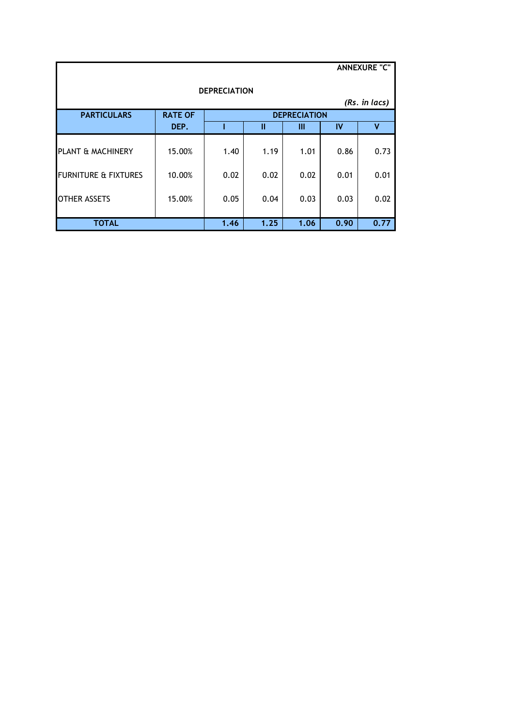ANNEXURE "C"

## DEPRECIATION

*(Rs. in lacs)*

| PARTICULARS | RATE OF DEP. | DEPRECIATION | | | | |
|---|---|---|---|---|---|---|
| | | I | II | III | IV | V |
| PLANT & MACHINERY | 15.00% | 1.40 | 1.19 | 1.01 | 0.86 | 0.73 |
| FURNITURE & FIXTURES | 10.00% | 0.02 | 0.02 | 0.02 | 0.01 | 0.01 |
| OTHER ASSETS | 15.00% | 0.05 | 0.04 | 0.03 | 0.03 | 0.02 |
| **TOTAL** | | **1.46** | **1.25** | **1.06** | **0.90** | **0.77** |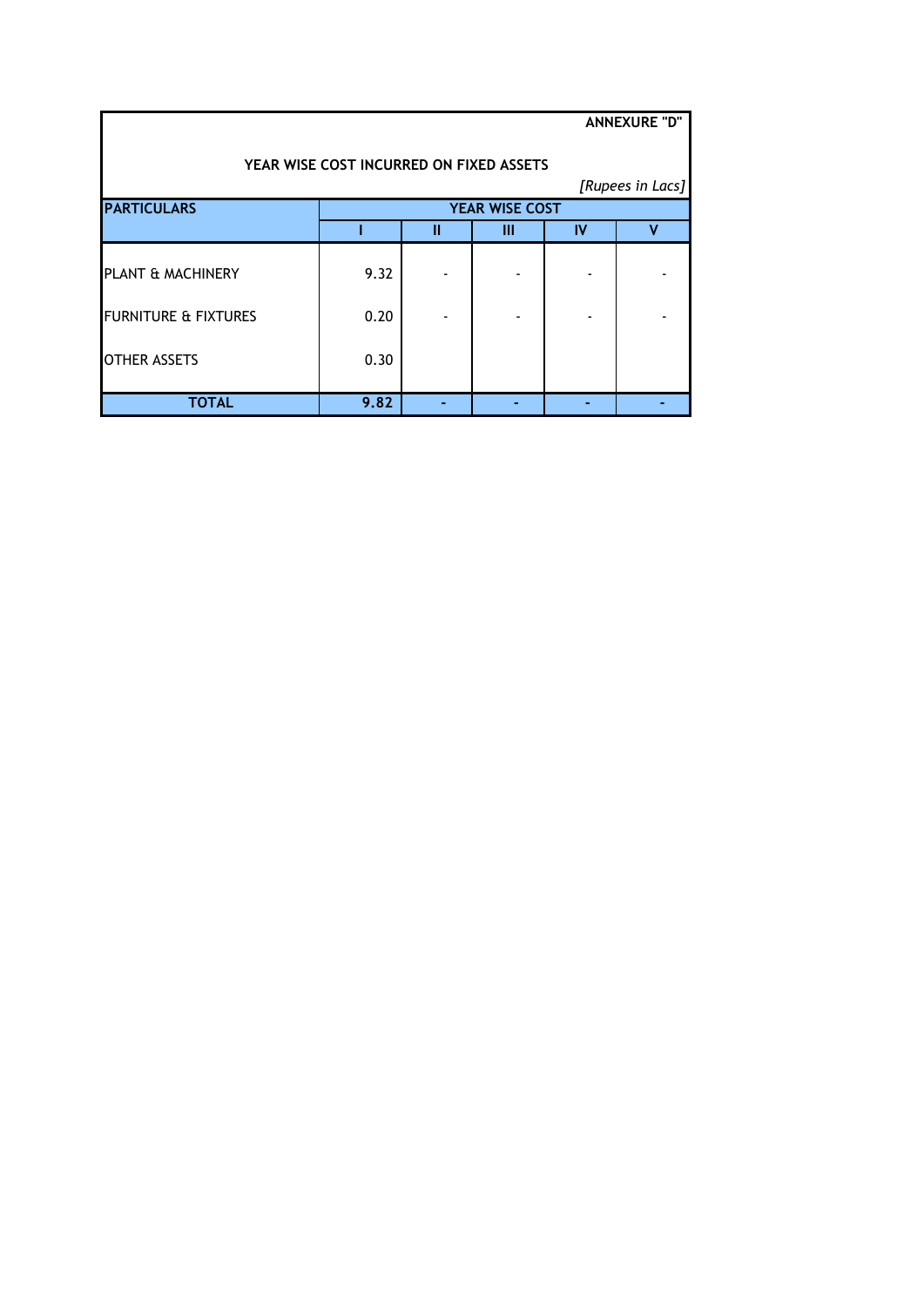**ANNEXURE "D"**

**YEAR WISE COST INCURRED ON FIXED ASSETS**

*[Rupees in Lacs]*

| PARTICULARS | YEAR WISE COST | | | | |
|---|---|---|---|---|---|
| | I | II | III | IV | V |
| PLANT & MACHINERY | 9.32 | - | - | - | - |
| FURNITURE & FIXTURES | 0.20 | - | - | - | - |
| OTHER ASSETS | 0.30 | | | | |
| **TOTAL** | **9.82** | **-** | **-** | **-** | **-** |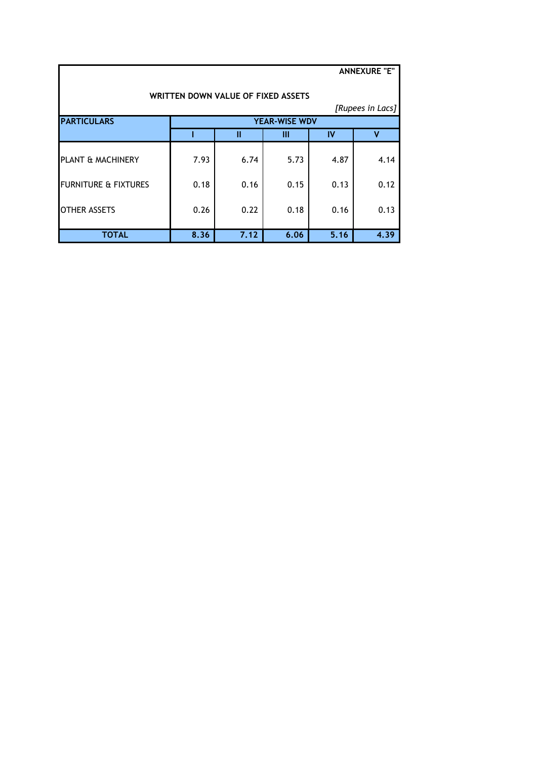**ANNEXURE "E"**

**WRITTEN DOWN VALUE OF FIXED ASSETS**

*[Rupees in Lacs]*

| PARTICULARS | YEAR-WISE WDV | | | | |
|---|---|---|---|---|---|
| | I | II | III | IV | V |
| PLANT & MACHINERY | 7.93 | 6.74 | 5.73 | 4.87 | 4.14 |
| FURNITURE & FIXTURES | 0.18 | 0.16 | 0.15 | 0.13 | 0.12 |
| OTHER ASSETS | 0.26 | 0.22 | 0.18 | 0.16 | 0.13 |
| **TOTAL** | **8.36** | **7.12** | **6.06** | **5.16** | **4.39** |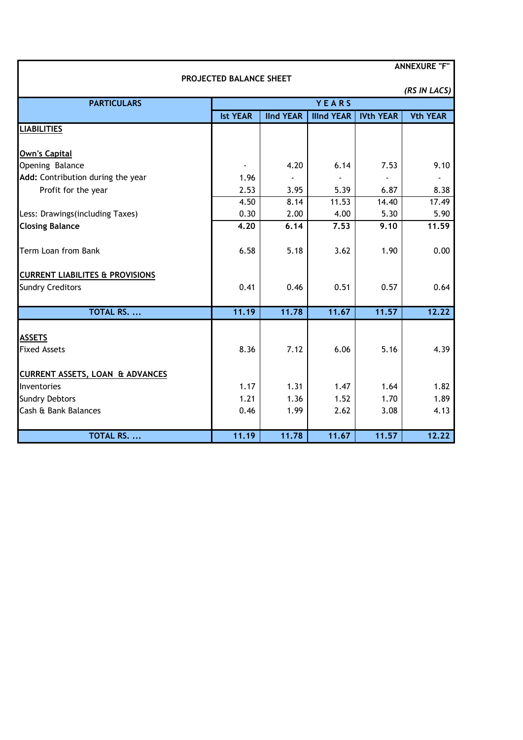**ANNEXURE "F"**

**PROJECTED BALANCE SHEET**

*(RS IN LACS)*

| PARTICULARS | YEARS | | | | |
|---|---|---|---|---|---|
| | Ist YEAR | IInd YEAR | IIInd YEAR | IVth YEAR | Vth YEAR |
| **LIABILITIES** | | | | | |
| **Own's Capital** | | | | | |
| Opening Balance | - | 4.20 | 6.14 | 7.53 | 9.10 |
| **Add:** Contribution during the year | 1.96 | - | - | - | - |
| Profit for the year | 2.53 | 3.95 | 5.39 | 6.87 | 8.38 |
| | 4.50 | 8.14 | 11.53 | 14.40 | 17.49 |
| Less: Drawings(including Taxes) | 0.30 | 2.00 | 4.00 | 5.30 | 5.90 |
| **Closing Balance** | **4.20** | **6.14** | **7.53** | **9.10** | **11.59** |
| Term Loan from Bank | 6.58 | 5.18 | 3.62 | 1.90 | 0.00 |
| **CURRENT LIABILITES & PROVISIONS** | | | | | |
| Sundry Creditors | 0.41 | 0.46 | 0.51 | 0.57 | 0.64 |
| **TOTAL RS. ...** | **11.19** | **11.78** | **11.67** | **11.57** | **12.22** |
| **ASSETS** | | | | | |
| Fixed Assets | 8.36 | 7.12 | 6.06 | 5.16 | 4.39 |
| **CURRENT ASSETS, LOAN & ADVANCES** | | | | | |
| Inventories | 1.17 | 1.31 | 1.47 | 1.64 | 1.82 |
| Sundry Debtors | 1.21 | 1.36 | 1.52 | 1.70 | 1.89 |
| Cash & Bank Balances | 0.46 | 1.99 | 2.62 | 3.08 | 4.13 |
| **TOTAL RS. ...** | **11.19** | **11.78** | **11.67** | **11.57** | **12.22** |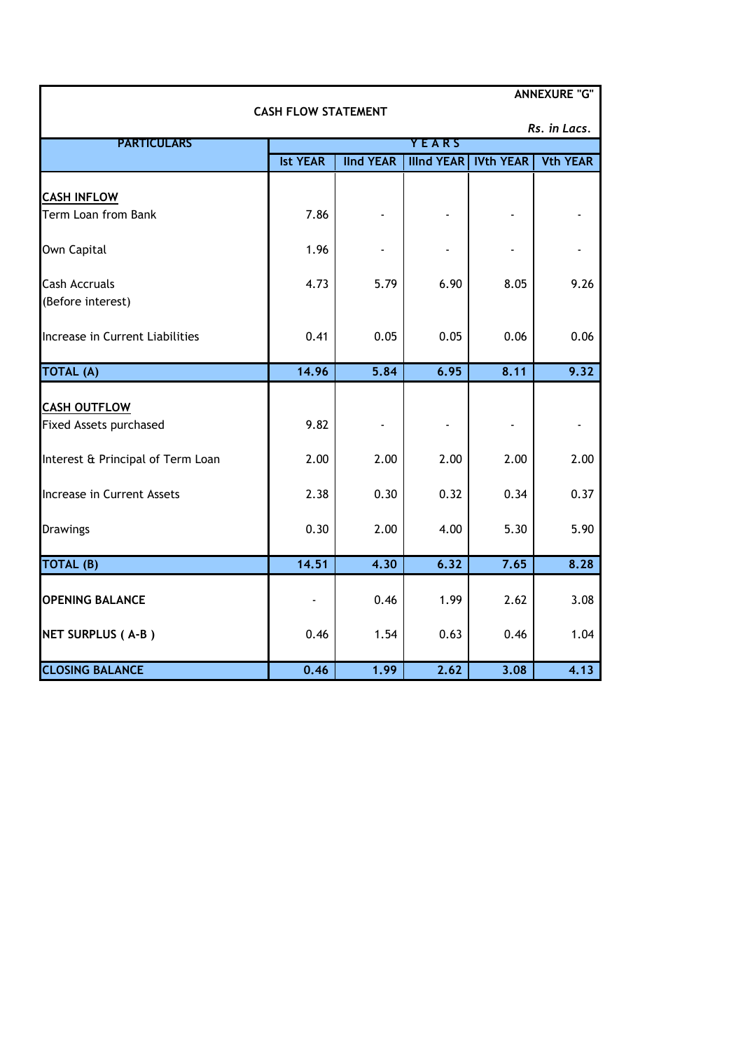ANNEXURE "G"

## CASH FLOW STATEMENT

*Rs. in Lacs.*

| PARTICULARS | YEARS | | | | |
|---|---|---|---|---|---|
| | Ist YEAR | IInd YEAR | IIIrd YEAR | IVth YEAR | Vth YEAR |
| **CASH INFLOW** | | | | | |
| Term Loan from Bank | 7.86 | - | - | - | - |
| Own Capital | 1.96 | - | - | - | - |
| Cash Accruals (Before interest) | 4.73 | 5.79 | 6.90 | 8.05 | 9.26 |
| Increase in Current Liabilities | 0.41 | 0.05 | 0.05 | 0.06 | 0.06 |
| **TOTAL (A)** | **14.96** | **5.84** | **6.95** | **8.11** | **9.32** |
| **CASH OUTFLOW** | | | | | |
| Fixed Assets purchased | 9.82 | - | - | - | - |
| Interest & Principal of Term Loan | 2.00 | 2.00 | 2.00 | 2.00 | 2.00 |
| Increase in Current Assets | 2.38 | 0.30 | 0.32 | 0.34 | 0.37 |
| Drawings | 0.30 | 2.00 | 4.00 | 5.30 | 5.90 |
| **TOTAL (B)** | **14.51** | **4.30** | **6.32** | **7.65** | **8.28** |
| **OPENING BALANCE** | - | 0.46 | 1.99 | 2.62 | 3.08 |
| **NET SURPLUS ( A-B )** | 0.46 | 1.54 | 0.63 | 0.46 | 1.04 |
| **CLOSING BALANCE** | **0.46** | **1.99** | **2.62** | **3.08** | **4.13** |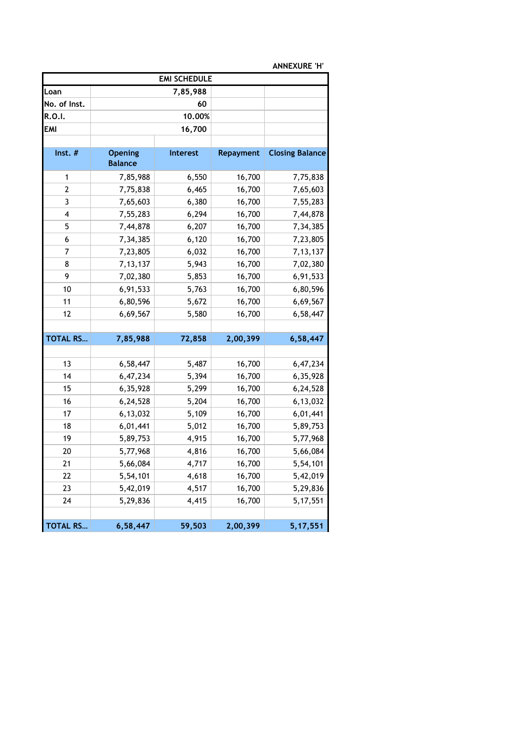ANNEXURE 'H'

| EMI SCHEDULE | | | | |
|---|---|---|---|---|
| Loan | 7,85,988 | | | |
| No. of Inst. | 60 | | | |
| R.O.I. | 10.00% | | | |
| EMI | 16,700 | | | |
| | | | | |
| **Inst. #** | **Opening Balance** | **Interest** | **Repayment** | **Closing Balance** |
| 1 | 7,85,988 | 6,550 | 16,700 | 7,75,838 |
| 2 | 7,75,838 | 6,465 | 16,700 | 7,65,603 |
| 3 | 7,65,603 | 6,380 | 16,700 | 7,55,283 |
| 4 | 7,55,283 | 6,294 | 16,700 | 7,44,878 |
| 5 | 7,44,878 | 6,207 | 16,700 | 7,34,385 |
| 6 | 7,34,385 | 6,120 | 16,700 | 7,23,805 |
| 7 | 7,23,805 | 6,032 | 16,700 | 7,13,137 |
| 8 | 7,13,137 | 5,943 | 16,700 | 7,02,380 |
| 9 | 7,02,380 | 5,853 | 16,700 | 6,91,533 |
| 10 | 6,91,533 | 5,763 | 16,700 | 6,80,596 |
| 11 | 6,80,596 | 5,672 | 16,700 | 6,69,567 |
| 12 | 6,69,567 | 5,580 | 16,700 | 6,58,447 |
| | | | | |
| **TOTAL RS...** | **7,85,988** | **72,858** | **2,00,399** | **6,58,447** |
| | | | | |
| 13 | 6,58,447 | 5,487 | 16,700 | 6,47,234 |
| 14 | 6,47,234 | 5,394 | 16,700 | 6,35,928 |
| 15 | 6,35,928 | 5,299 | 16,700 | 6,24,528 |
| 16 | 6,24,528 | 5,204 | 16,700 | 6,13,032 |
| 17 | 6,13,032 | 5,109 | 16,700 | 6,01,441 |
| 18 | 6,01,441 | 5,012 | 16,700 | 5,89,753 |
| 19 | 5,89,753 | 4,915 | 16,700 | 5,77,968 |
| 20 | 5,77,968 | 4,816 | 16,700 | 5,66,084 |
| 21 | 5,66,084 | 4,717 | 16,700 | 5,54,101 |
| 22 | 5,54,101 | 4,618 | 16,700 | 5,42,019 |
| 23 | 5,42,019 | 4,517 | 16,700 | 5,29,836 |
| 24 | 5,29,836 | 4,415 | 16,700 | 5,17,551 |
| | | | | |
| **TOTAL RS...** | **6,58,447** | **59,503** | **2,00,399** | **5,17,551** |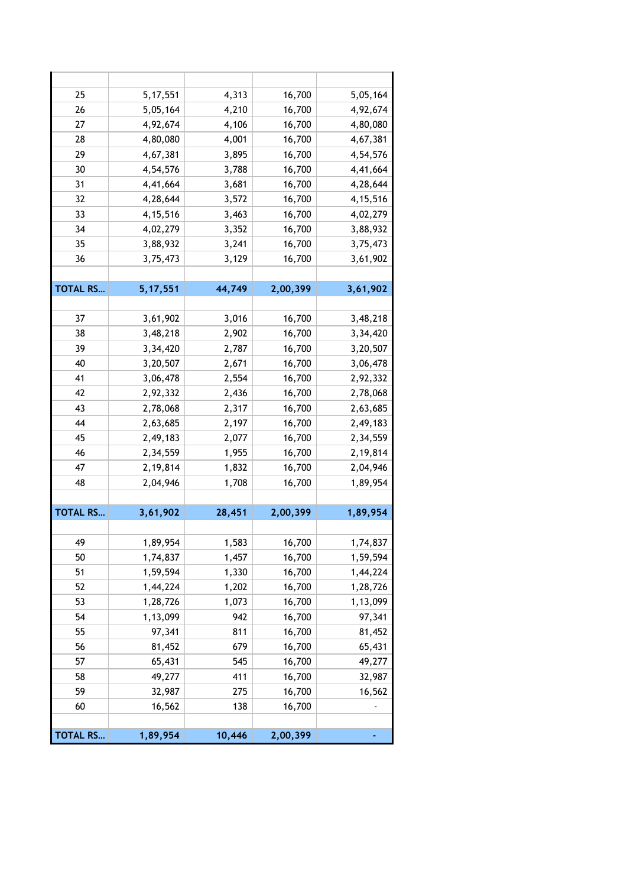|  |  |  |  |  |
|---|---|---|---|---|
| 25 | 5,17,551 | 4,313 | 16,700 | 5,05,164 |
| 26 | 5,05,164 | 4,210 | 16,700 | 4,92,674 |
| 27 | 4,92,674 | 4,106 | 16,700 | 4,80,080 |
| 28 | 4,80,080 | 4,001 | 16,700 | 4,67,381 |
| 29 | 4,67,381 | 3,895 | 16,700 | 4,54,576 |
| 30 | 4,54,576 | 3,788 | 16,700 | 4,41,664 |
| 31 | 4,41,664 | 3,681 | 16,700 | 4,28,644 |
| 32 | 4,28,644 | 3,572 | 16,700 | 4,15,516 |
| 33 | 4,15,516 | 3,463 | 16,700 | 4,02,279 |
| 34 | 4,02,279 | 3,352 | 16,700 | 3,88,932 |
| 35 | 3,88,932 | 3,241 | 16,700 | 3,75,473 |
| 36 | 3,75,473 | 3,129 | 16,700 | 3,61,902 |
|  |  |  |  |  |
| **TOTAL RS...** | **5,17,551** | **44,749** | **2,00,399** | **3,61,902** |
|  |  |  |  |  |
| 37 | 3,61,902 | 3,016 | 16,700 | 3,48,218 |
| 38 | 3,48,218 | 2,902 | 16,700 | 3,34,420 |
| 39 | 3,34,420 | 2,787 | 16,700 | 3,20,507 |
| 40 | 3,20,507 | 2,671 | 16,700 | 3,06,478 |
| 41 | 3,06,478 | 2,554 | 16,700 | 2,92,332 |
| 42 | 2,92,332 | 2,436 | 16,700 | 2,78,068 |
| 43 | 2,78,068 | 2,317 | 16,700 | 2,63,685 |
| 44 | 2,63,685 | 2,197 | 16,700 | 2,49,183 |
| 45 | 2,49,183 | 2,077 | 16,700 | 2,34,559 |
| 46 | 2,34,559 | 1,955 | 16,700 | 2,19,814 |
| 47 | 2,19,814 | 1,832 | 16,700 | 2,04,946 |
| 48 | 2,04,946 | 1,708 | 16,700 | 1,89,954 |
|  |  |  |  |  |
| **TOTAL RS...** | **3,61,902** | **28,451** | **2,00,399** | **1,89,954** |
|  |  |  |  |  |
| 49 | 1,89,954 | 1,583 | 16,700 | 1,74,837 |
| 50 | 1,74,837 | 1,457 | 16,700 | 1,59,594 |
| 51 | 1,59,594 | 1,330 | 16,700 | 1,44,224 |
| 52 | 1,44,224 | 1,202 | 16,700 | 1,28,726 |
| 53 | 1,28,726 | 1,073 | 16,700 | 1,13,099 |
| 54 | 1,13,099 | 942 | 16,700 | 97,341 |
| 55 | 97,341 | 811 | 16,700 | 81,452 |
| 56 | 81,452 | 679 | 16,700 | 65,431 |
| 57 | 65,431 | 545 | 16,700 | 49,277 |
| 58 | 49,277 | 411 | 16,700 | 32,987 |
| 59 | 32,987 | 275 | 16,700 | 16,562 |
| 60 | 16,562 | 138 | 16,700 | - |
|  |  |  |  |  |
| **TOTAL RS...** | **1,89,954** | **10,446** | **2,00,399** | **-** |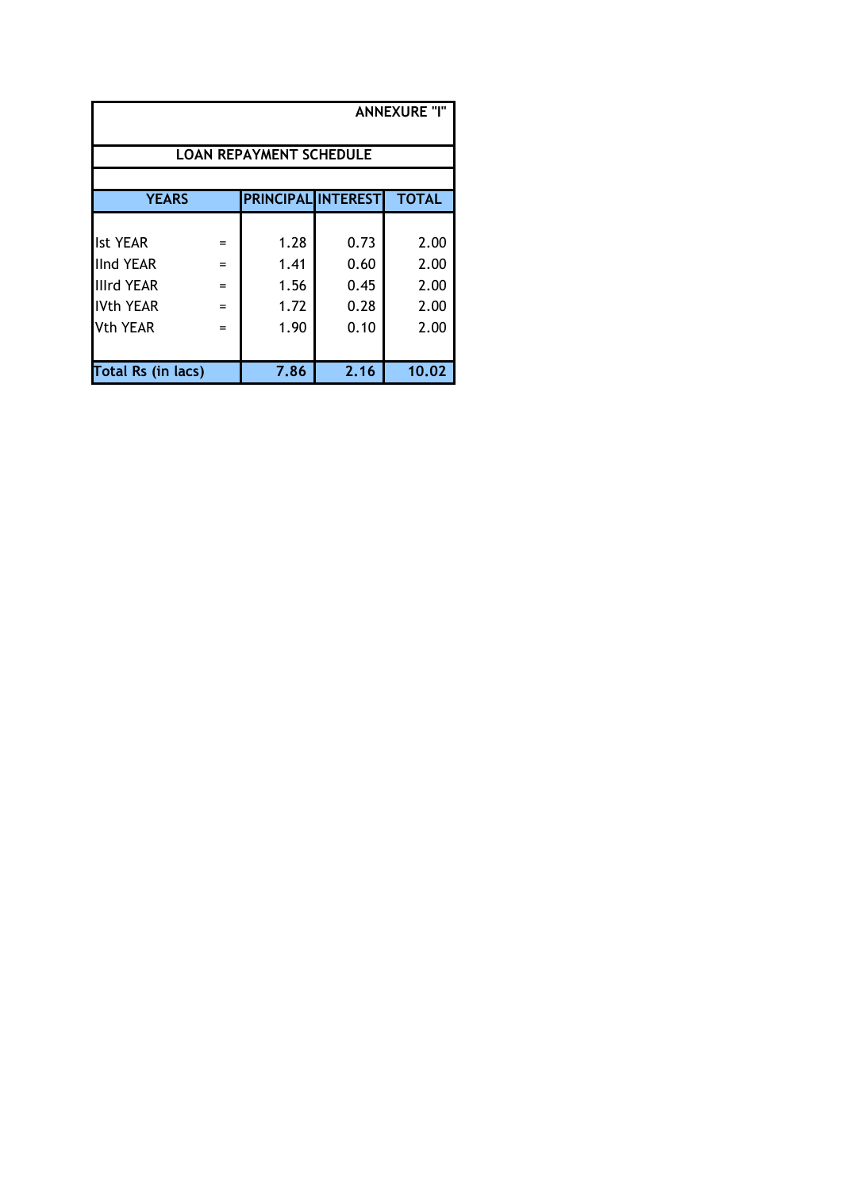ANNEXURE "I"

**LOAN REPAYMENT SCHEDULE**

| YEARS | | PRINCIPAL | INTEREST | TOTAL |
|---|---|---|---|---|
| Ist YEAR | = | 1.28 | 0.73 | 2.00 |
| IInd YEAR | = | 1.41 | 0.60 | 2.00 |
| IIIrd YEAR | = | 1.56 | 0.45 | 2.00 |
| IVth YEAR | = | 1.72 | 0.28 | 2.00 |
| Vth YEAR | = | 1.90 | 0.10 | 2.00 |
| **Total Rs (in lacs)** | | **7.86** | **2.16** | **10.02** |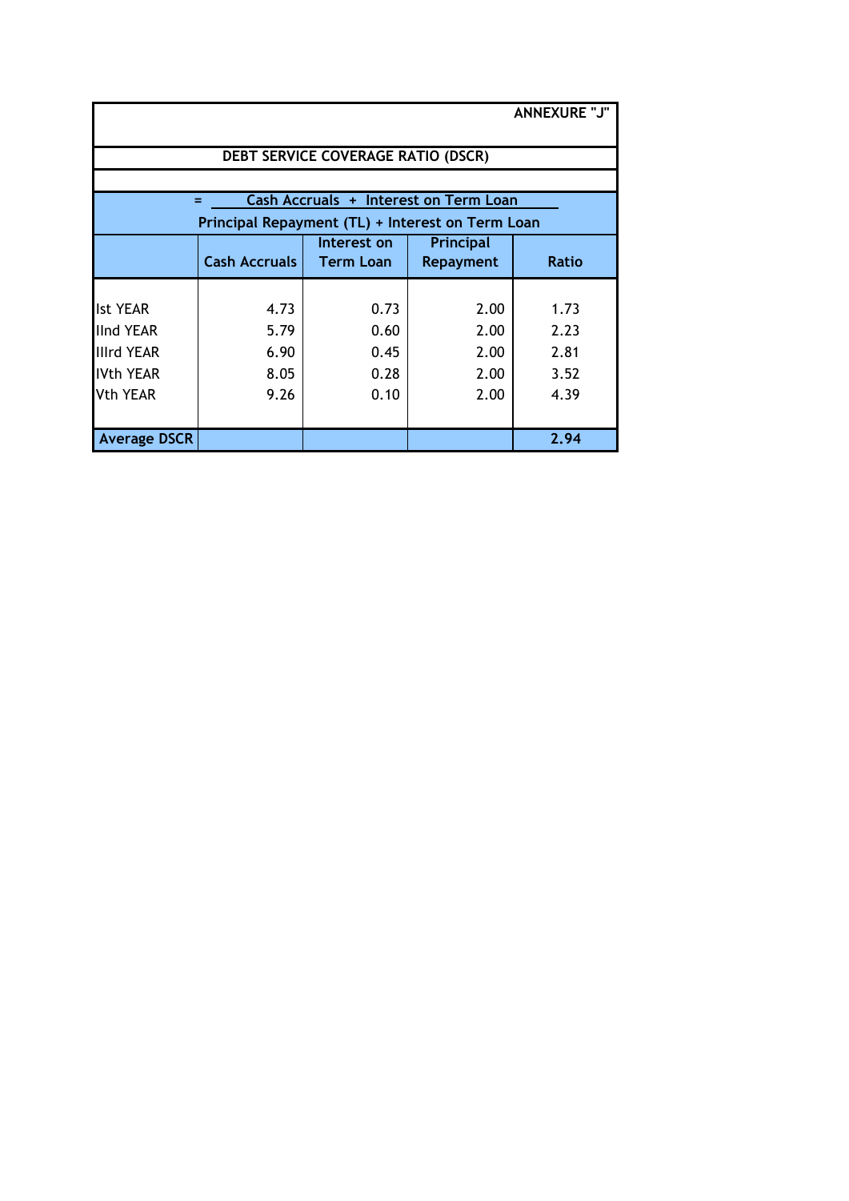**ANNEXURE "J"**

## DEBT SERVICE COVERAGE RATIO (DSCR)

$$= \frac{\text{Cash Accruals + Interest on Term Loan}}{\text{Principal Repayment (TL) + Interest on Term Loan}}$$

| | Cash Accruals | Interest on Term Loan | Principal Repayment | Ratio |
|---|---|---|---|---|
| Ist YEAR | 4.73 | 0.73 | 2.00 | 1.73 |
| IInd YEAR | 5.79 | 0.60 | 2.00 | 2.23 |
| IIIrd YEAR | 6.90 | 0.45 | 2.00 | 2.81 |
| IVth YEAR | 8.05 | 0.28 | 2.00 | 3.52 |
| Vth YEAR | 9.26 | 0.10 | 2.00 | 4.39 |
| **Average DSCR** | | | | **2.94** |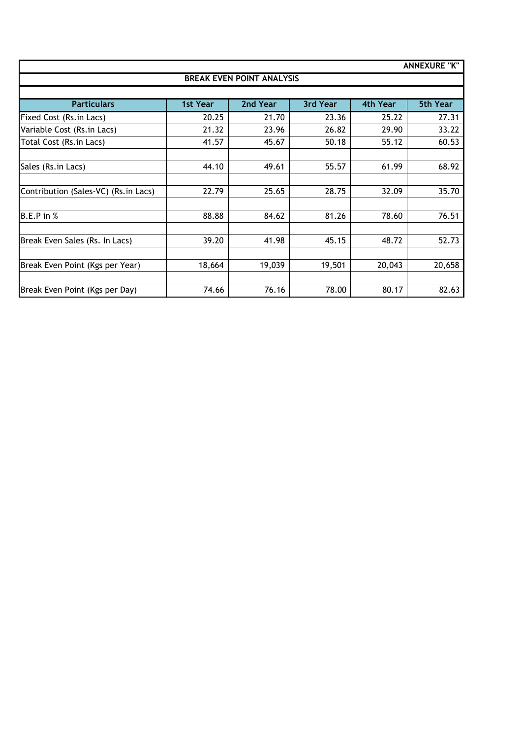ANNEXURE "K"

## BREAK EVEN POINT ANALYSIS

| Particulars | 1st Year | 2nd Year | 3rd Year | 4th Year | 5th Year |
|---|---|---|---|---|---|
| Fixed Cost (Rs.in Lacs) | 20.25 | 21.70 | 23.36 | 25.22 | 27.31 |
| Variable Cost (Rs.in Lacs) | 21.32 | 23.96 | 26.82 | 29.90 | 33.22 |
| Total Cost (Rs.in Lacs) | 41.57 | 45.67 | 50.18 | 55.12 | 60.53 |
| | | | | | |
| Sales (Rs.in Lacs) | 44.10 | 49.61 | 55.57 | 61.99 | 68.92 |
| | | | | | |
| Contribution (Sales-VC) (Rs.in Lacs) | 22.79 | 25.65 | 28.75 | 32.09 | 35.70 |
| | | | | | |
| B.E.P in % | 88.88 | 84.62 | 81.26 | 78.60 | 76.51 |
| | | | | | |
| Break Even Sales (Rs. In Lacs) | 39.20 | 41.98 | 45.15 | 48.72 | 52.73 |
| | | | | | |
| Break Even Point (Kgs per Year) | 18,664 | 19,039 | 19,501 | 20,043 | 20,658 |
| | | | | | |
| Break Even Point (Kgs per Day) | 74.66 | 76.16 | 78.00 | 80.17 | 82.63 |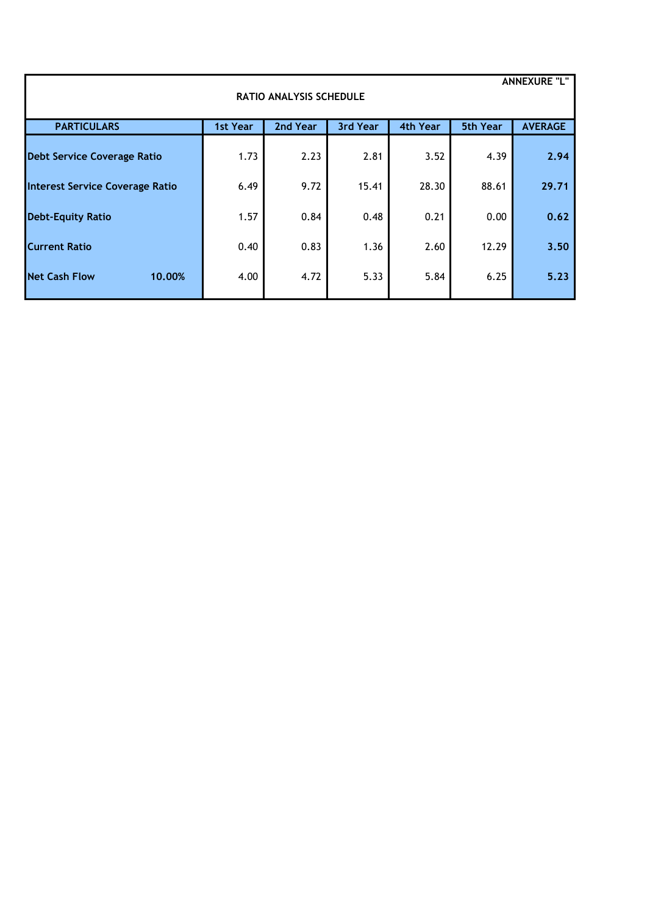ANNEXURE "L"

RATIO ANALYSIS SCHEDULE

| PARTICULARS | | 1st Year | 2nd Year | 3rd Year | 4th Year | 5th Year | AVERAGE |
|---|---|---|---|---|---|---|---|
| **Debt Service Coverage Ratio** | | 1.73 | 2.23 | 2.81 | 3.52 | 4.39 | **2.94** |
| **Interest Service Coverage Ratio** | | 6.49 | 9.72 | 15.41 | 28.30 | 88.61 | **29.71** |
| **Debt-Equity Ratio** | | 1.57 | 0.84 | 0.48 | 0.21 | 0.00 | **0.62** |
| **Current Ratio** | | 0.40 | 0.83 | 1.36 | 2.60 | 12.29 | **3.50** |
| **Net Cash Flow** | **10.00%** | 4.00 | 4.72 | 5.33 | 5.84 | 6.25 | **5.23** |